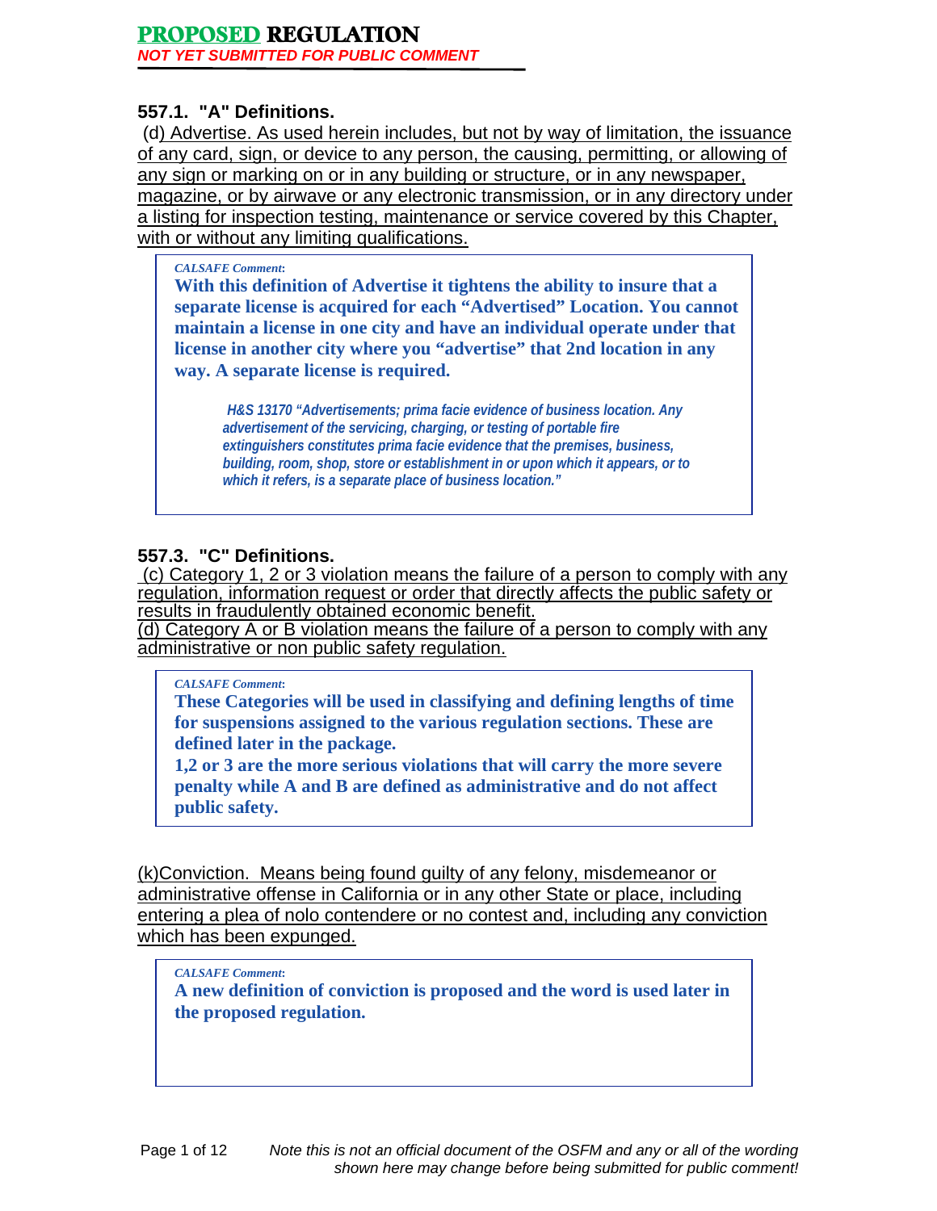**PROPOSED REGULATION**

*NOT YET SUBMITTED FOR PUBLIC COMMENT*

### 557.1. "A" Definitions.

(d) Advertise. As used herein includes, but not by way of limitation, the issuance of any card, sign, or device to any person, the causing, permitting, or allowing of any sign or marking on or in any building or structure, or in any newspaper, magazine, or by airwave or any electronic transmission, or in any directory under a listing for inspection testing, maintenance or service covered by this Chapter, with or without any limiting qualifications.

> *CALSAFE Comment:*
>
> **With this definition of Advertise it tightens the ability to insure that a separate license is acquired for each "Advertised" Location. You cannot maintain a license in one city and have an individual operate under that license in another city where you "advertise" that 2nd location in any way. A separate license is required.**
>
> ***H&S 13170 "Advertisements; prima facie evidence of business location. Any advertisement of the servicing, charging, or testing of portable fire extinguishers constitutes prima facie evidence that the premises, business, building, room, shop, store or establishment in or upon which it appears, or to which it refers, is a separate place of business location."***

### 557.3. "C" Definitions.

(c) Category 1, 2 or 3 violation means the failure of a person to comply with any regulation, information request or order that directly affects the public safety or results in fraudulently obtained economic benefit.

(d) Category A or B violation means the failure of a person to comply with any administrative or non public safety regulation.

> *CALSAFE Comment:*
>
> **These Categories will be used in classifying and defining lengths of time for suspensions assigned to the various regulation sections. These are defined later in the package.**
>
> **1,2 or 3 are the more serious violations that will carry the more severe penalty while A and B are defined as administrative and do not affect public safety.**

(k)Conviction. Means being found guilty of any felony, misdemeanor or administrative offense in California or in any other State or place, including entering a plea of nolo contendere or no contest and, including any conviction which has been expunged.

> *CALSAFE Comment:*
>
> **A new definition of conviction is proposed and the word is used later in the proposed regulation.**

*Note this is not an official document of the OSFM and any or all of the wording shown here may change before being submitted for public comment!*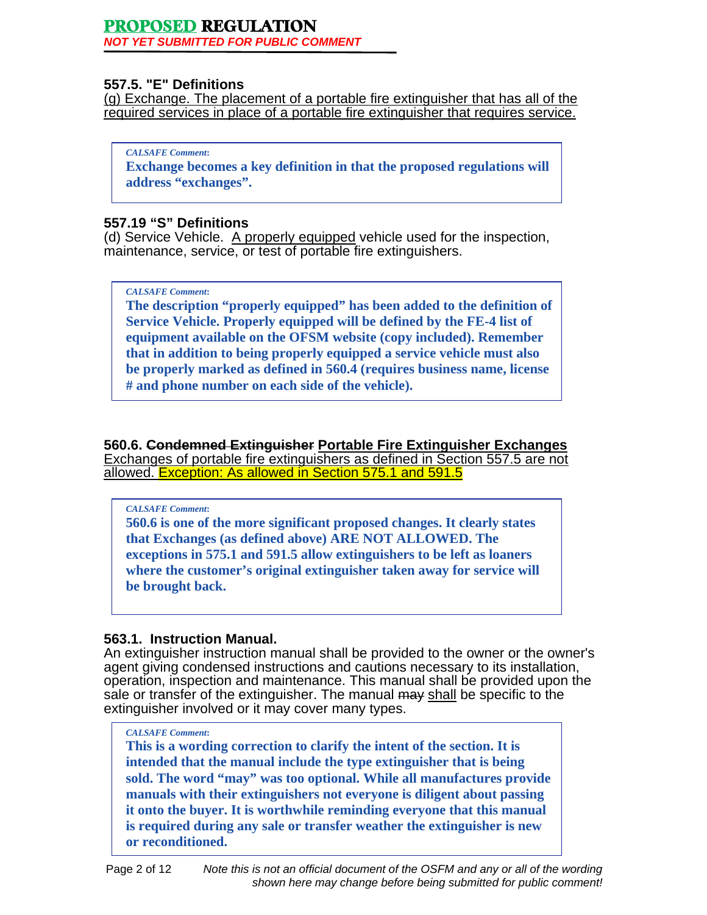## 557.5. "E" Definitions

(g) Exchange. The placement of a portable fire extinguisher that has all of the required services in place of a portable fire extinguisher that requires service.

> *CALSAFE Comment:*
>
> **Exchange becomes a key definition in that the proposed regulations will address "exchanges".**

## 557.19 "S" Definitions

(d) Service Vehicle. A properly equipped vehicle used for the inspection, maintenance, service, or test of portable fire extinguishers.

> *CALSAFE Comment:*
>
> **The description "properly equipped" has been added to the definition of Service Vehicle. Properly equipped will be defined by the FE-4 list of equipment available on the OFSM website (copy included). Remember that in addition to being properly equipped a service vehicle must also be properly marked as defined in 560.4 (requires business name, license # and phone number on each side of the vehicle).**

## 560.6. ~~Condemned Extinguisher~~ Portable Fire Extinguisher Exchanges

Exchanges of portable fire extinguishers as defined in Section 557.5 are not allowed. Exception: As allowed in Section 575.1 and 591.5

> *CALSAFE Comment:*
>
> **560.6 is one of the more significant proposed changes. It clearly states that Exchanges (as defined above) ARE NOT ALLOWED. The exceptions in 575.1 and 591.5 allow extinguishers to be left as loaners where the customer's original extinguisher taken away for service will be brought back.**

## 563.1. Instruction Manual.

An extinguisher instruction manual shall be provided to the owner or the owner's agent giving condensed instructions and cautions necessary to its installation, operation, inspection and maintenance. This manual shall be provided upon the sale or transfer of the extinguisher. The manual ~~may~~ shall be specific to the extinguisher involved or it may cover many types.

> *CALSAFE Comment:*
>
> **This is a wording correction to clarify the intent of the section. It is intended that the manual include the type extinguisher that is being sold. The word "may" was too optional. While all manufactures provide manuals with their extinguishers not everyone is diligent about passing it onto the buyer. It is worthwhile reminding everyone that this manual is required during any sale or transfer weather the extinguisher is new or reconditioned.**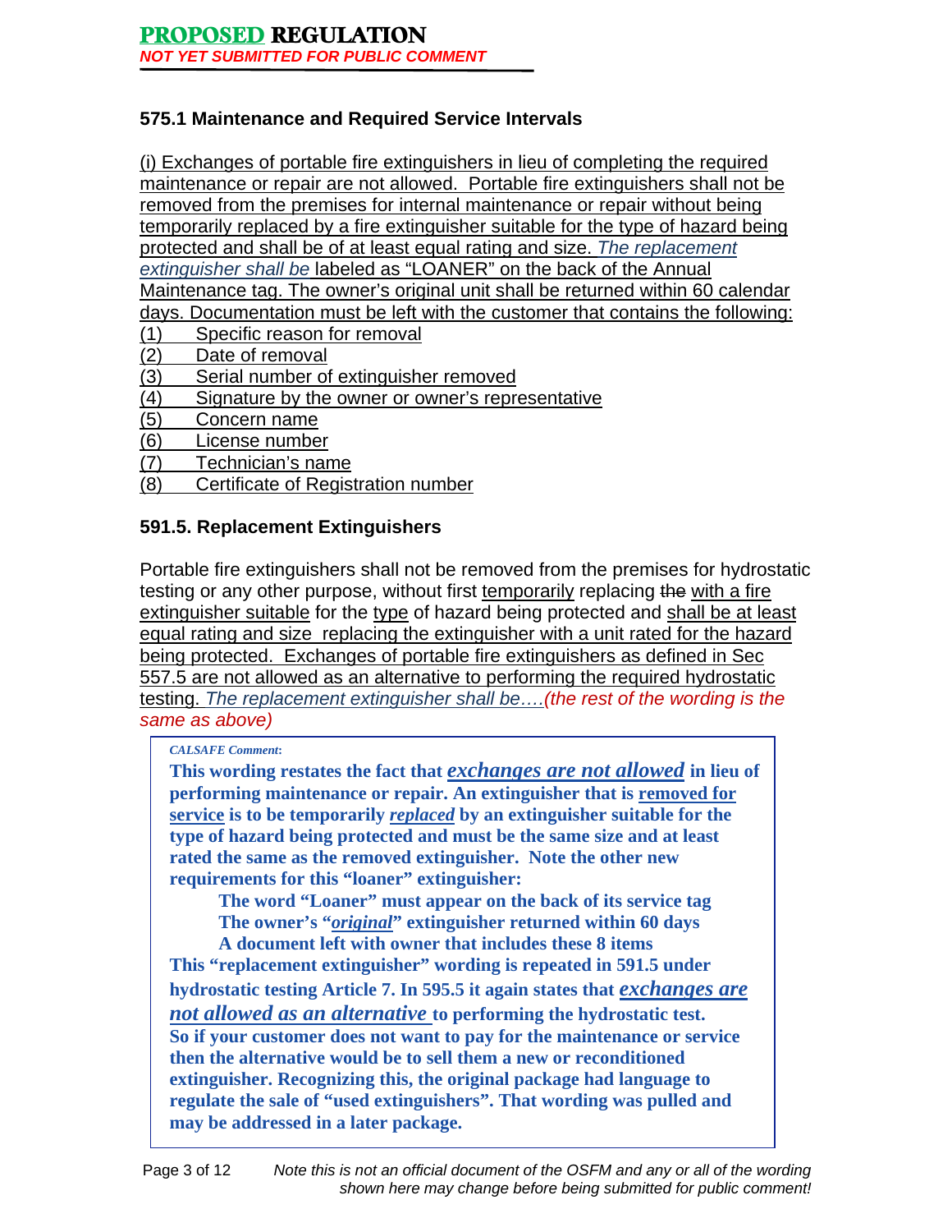**PROPOSED REGULATION**
*NOT YET SUBMITTED FOR PUBLIC COMMENT*

### 575.1 Maintenance and Required Service Intervals

(i) Exchanges of portable fire extinguishers in lieu of completing the required maintenance or repair are not allowed. Portable fire extinguishers shall not be removed from the premises for internal maintenance or repair without being temporarily replaced by a fire extinguisher suitable for the type of hazard being protected and shall be of at least equal rating and size. *The replacement extinguisher shall be* labeled as "LOANER" on the back of the Annual Maintenance tag. The owner's original unit shall be returned within 60 calendar days. Documentation must be left with the customer that contains the following:

(1) Specific reason for removal
(2) Date of removal
(3) Serial number of extinguisher removed
(4) Signature by the owner or owner's representative
(5) Concern name
(6) License number
(7) Technician's name
(8) Certificate of Registration number

### 591.5. Replacement Extinguishers

Portable fire extinguishers shall not be removed from the premises for hydrostatic testing or any other purpose, without first temporarily replacing ~~the~~ with a fire extinguisher suitable for the type of hazard being protected and shall be at least equal rating and size replacing the extinguisher with a unit rated for the hazard being protected. Exchanges of portable fire extinguishers as defined in Sec 557.5 are not allowed as an alternative to performing the required hydrostatic testing. *The replacement extinguisher shall be….(the rest of the wording is the same as above)*

> *CALSAFE Comment:*
>
> **This wording restates the fact that *exchanges are not allowed* in lieu of performing maintenance or repair. An extinguisher that is removed for service is to be temporarily *replaced* by an extinguisher suitable for the type of hazard being protected and must be the same size and at least rated the same as the removed extinguisher. Note the other new requirements for this "loaner" extinguisher:**
>
> **The word "Loaner" must appear on the back of its service tag**
> **The owner's "*original*" extinguisher returned within 60 days**
> **A document left with owner that includes these 8 items**
>
> **This "replacement extinguisher" wording is repeated in 591.5 under hydrostatic testing Article 7. In 595.5 it again states that *exchanges are not allowed as an alternative* to performing the hydrostatic test. So if your customer does not want to pay for the maintenance or service then the alternative would be to sell them a new or reconditioned extinguisher. Recognizing this, the original package had language to regulate the sale of "used extinguishers". That wording was pulled and may be addressed in a later package.**

*Note this is not an official document of the OSFM and any or all of the wording shown here may change before being submitted for public comment!*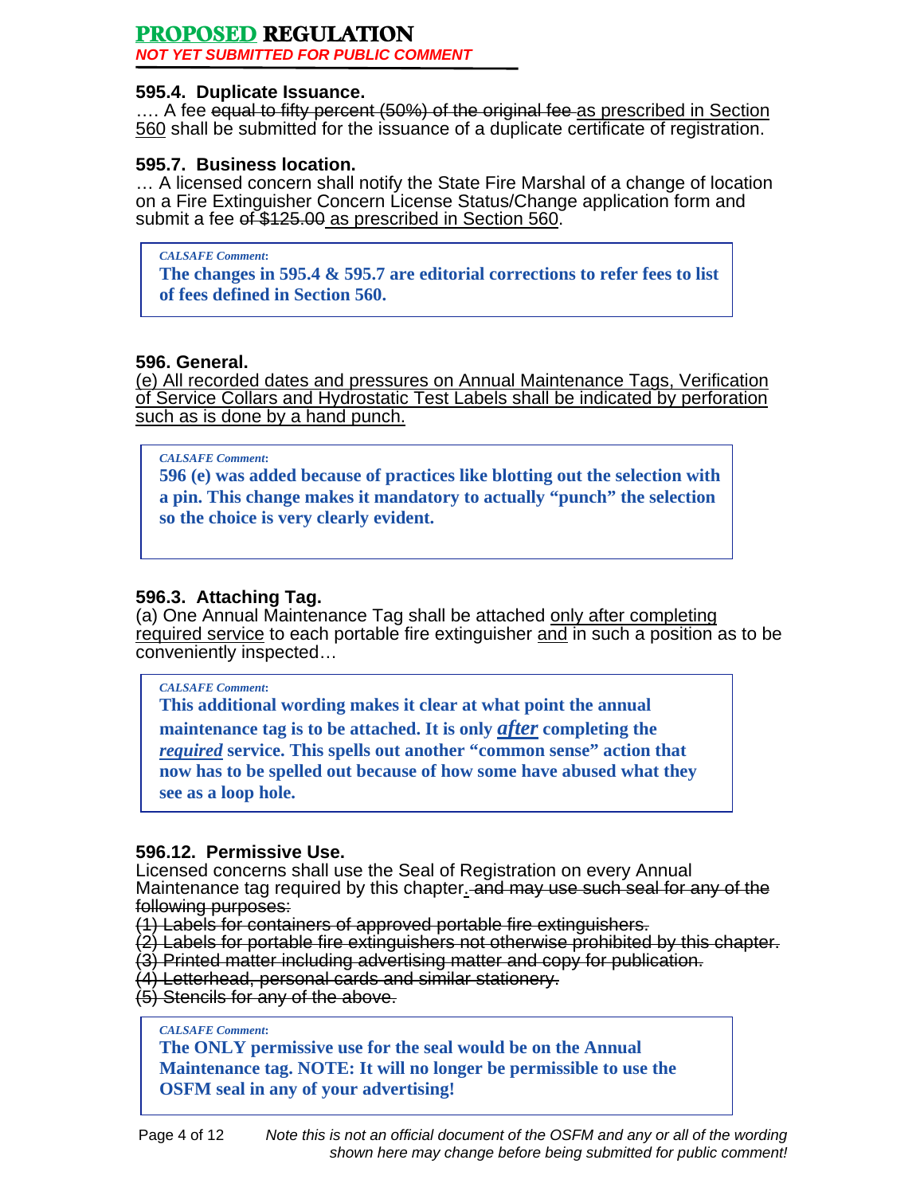**PROPOSED REGULATION**
***NOT YET SUBMITTED FOR PUBLIC COMMENT***

### 595.4. Duplicate Issuance.

…. A fee ~~equal to fifty percent (50%) of the original fee~~ <u>as prescribed in Section 560</u> shall be submitted for the issuance of a duplicate certificate of registration.

### 595.7. Business location.

… A licensed concern shall notify the State Fire Marshal of a change of location on a Fire Extinguisher Concern License Status/Change application form and submit a fee ~~of $125.00~~ <u>as prescribed in Section 560</u>.

> *CALSAFE Comment*:
> **The changes in 595.4 & 595.7 are editorial corrections to refer fees to list of fees defined in Section 560.**

### 596. General.

<u>(e) All recorded dates and pressures on Annual Maintenance Tags, Verification of Service Collars and Hydrostatic Test Labels shall be indicated by perforation such as is done by a hand punch.</u>

> *CALSAFE Comment*:
> **596 (e) was added because of practices like blotting out the selection with a pin. This change makes it mandatory to actually "punch" the selection so the choice is very clearly evident.**

### 596.3. Attaching Tag.

(a) One Annual Maintenance Tag shall be attached <u>only after completing required service</u> to each portable fire extinguisher <u>and</u> in such a position as to be conveniently inspected…

> *CALSAFE Comment*:
> **This additional wording makes it clear at what point the annual maintenance tag is to be attached. It is only *<u>after</u>* completing the *<u>required</u>* service. This spells out another "common sense" action that now has to be spelled out because of how some have abused what they see as a loop hole.**

### 596.12. Permissive Use.

Licensed concerns shall use the Seal of Registration on every Annual Maintenance tag required by this chapter<u>.</u> ~~and may use such seal for any of the following purposes:~~

~~(1) Labels for containers of approved portable fire extinguishers.~~
~~(2) Labels for portable fire extinguishers not otherwise prohibited by this chapter.~~
~~(3) Printed matter including advertising matter and copy for publication.~~
~~(4) Letterhead, personal cards and similar stationery.~~
~~(5) Stencils for any of the above.~~

> *CALSAFE Comment*:
> **The ONLY permissive use for the seal would be on the Annual Maintenance tag. NOTE: It will no longer be permissible to use the OSFM seal in any of your advertising!**

*Note this is not an official document of the OSFM and any or all of the wording shown here may change before being submitted for public comment!*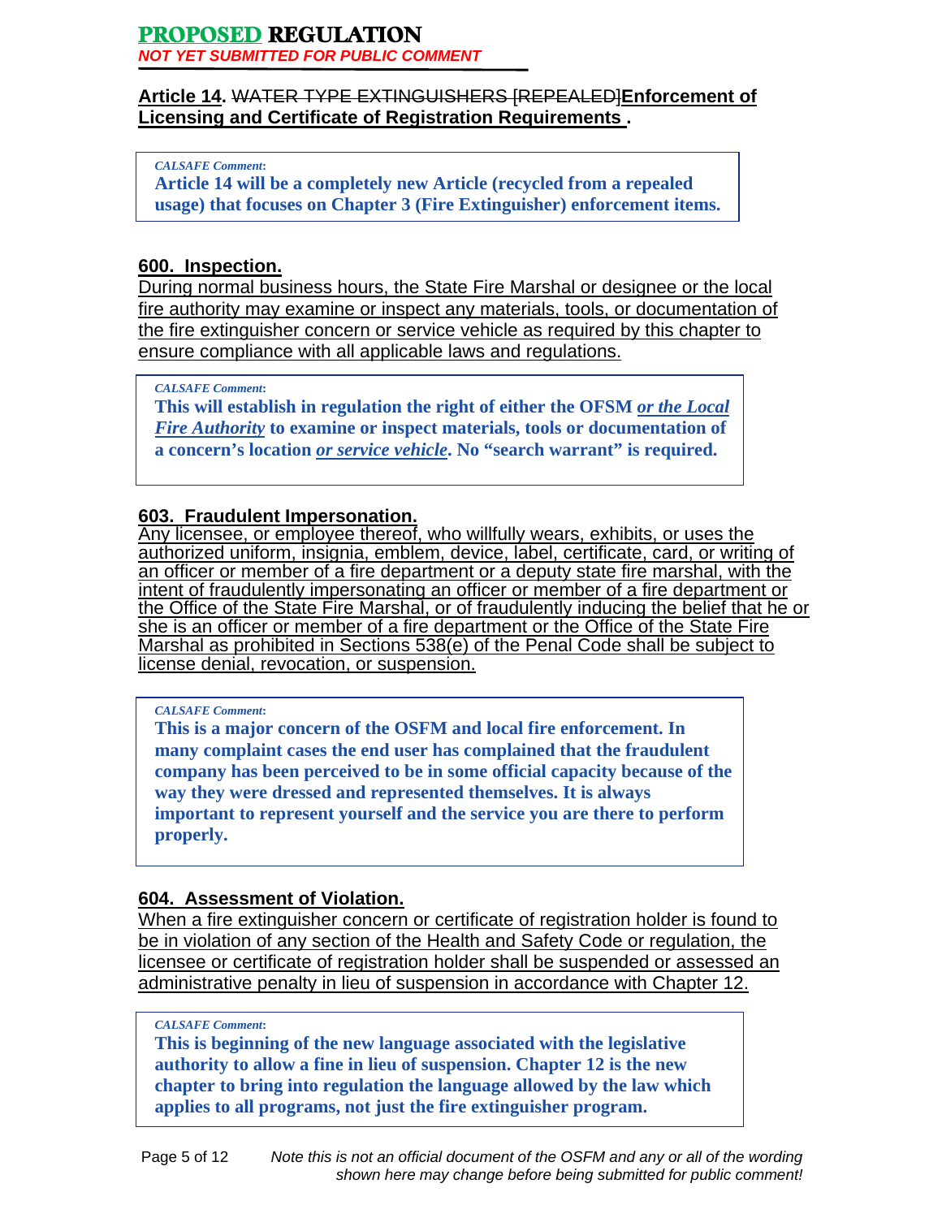**PROPOSED REGULATION**
*NOT YET SUBMITTED FOR PUBLIC COMMENT*

## Article 14. ~~WATER TYPE EXTINGUISHERS [REPEALED]~~Enforcement of Licensing and Certificate of Registration Requirements .

> *CALSAFE Comment*:
> **Article 14 will be a completely new Article (recycled from a repealed usage) that focuses on Chapter 3 (Fire Extinguisher) enforcement items.**

### 600. Inspection.

During normal business hours, the State Fire Marshal or designee or the local fire authority may examine or inspect any materials, tools, or documentation of the fire extinguisher concern or service vehicle as required by this chapter to ensure compliance with all applicable laws and regulations.

> *CALSAFE Comment*:
> **This will establish in regulation the right of either the OFSM *or the Local Fire Authority* to examine or inspect materials, tools or documentation of a concern's location *or service vehicle*. No "search warrant" is required.**

### 603. Fraudulent Impersonation.

Any licensee, or employee thereof, who willfully wears, exhibits, or uses the authorized uniform, insignia, emblem, device, label, certificate, card, or writing of an officer or member of a fire department or a deputy state fire marshal, with the intent of fraudulently impersonating an officer or member of a fire department or the Office of the State Fire Marshal, or of fraudulently inducing the belief that he or she is an officer or member of a fire department or the Office of the State Fire Marshal as prohibited in Sections 538(e) of the Penal Code shall be subject to license denial, revocation, or suspension.

> *CALSAFE Comment*:
> **This is a major concern of the OSFM and local fire enforcement. In many complaint cases the end user has complained that the fraudulent company has been perceived to be in some official capacity because of the way they were dressed and represented themselves. It is always important to represent yourself and the service you are there to perform properly.**

### 604. Assessment of Violation.

When a fire extinguisher concern or certificate of registration holder is found to be in violation of any section of the Health and Safety Code or regulation, the licensee or certificate of registration holder shall be suspended or assessed an administrative penalty in lieu of suspension in accordance with Chapter 12.

> *CALSAFE Comment*:
> **This is beginning of the new language associated with the legislative authority to allow a fine in lieu of suspension. Chapter 12 is the new chapter to bring into regulation the language allowed by the law which applies to all programs, not just the fire extinguisher program.**

*Note this is not an official document of the OSFM and any or all of the wording shown here may change before being submitted for public comment!*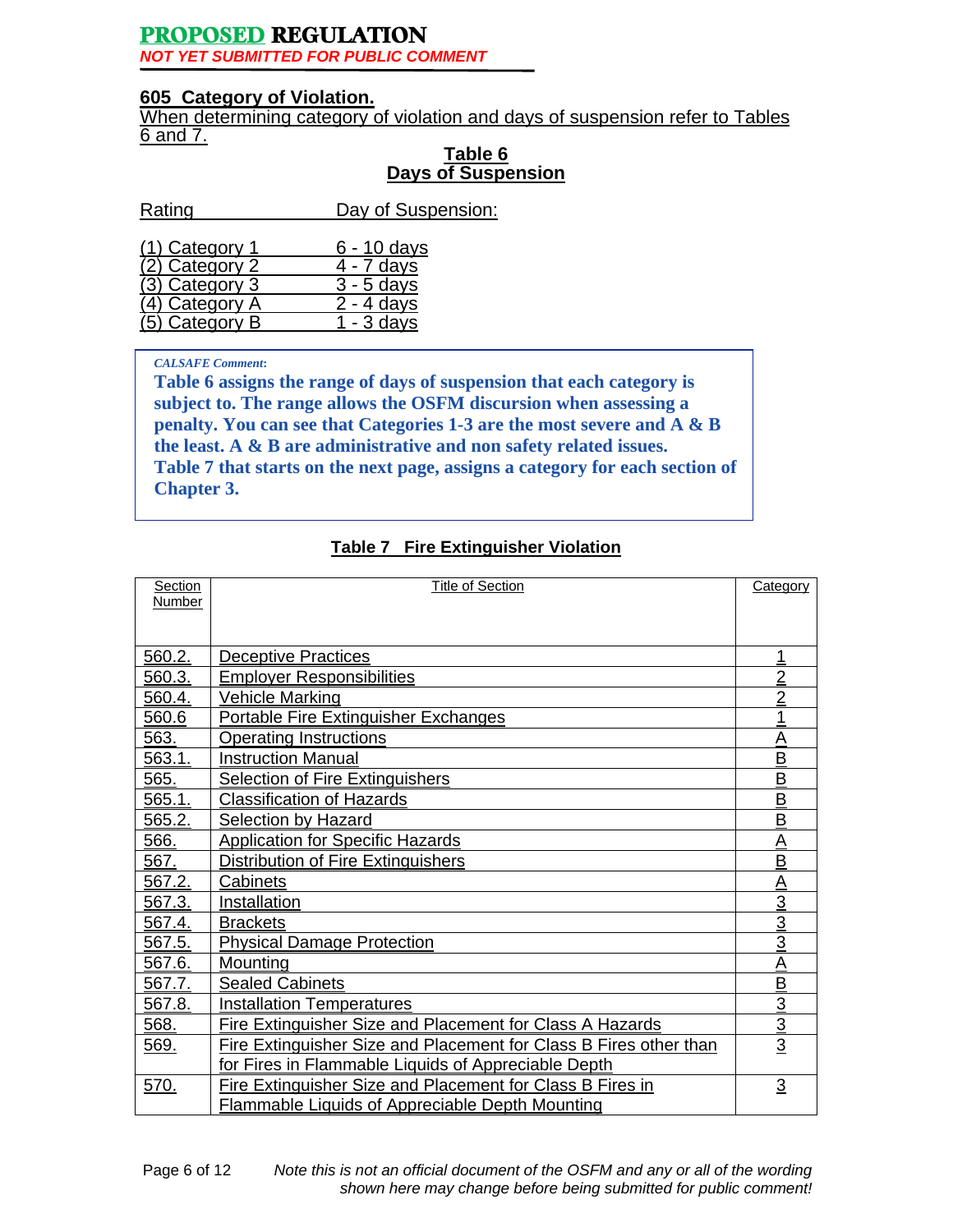**PROPOSED REGULATION**
*NOT YET SUBMITTED FOR PUBLIC COMMENT*

## 605 Category of Violation.

When determining category of violation and days of suspension refer to Tables 6 and 7.

**Table 6**
**Days of Suspension**

| Rating | Day of Suspension: |
|---|---|
| (1) Category 1 | 6 - 10 days |
| (2) Category 2 | 4 - 7 days |
| (3) Category 3 | 3 - 5 days |
| (4) Category A | 2 - 4 days |
| (5) Category B | 1 - 3 days |

> ***CALSAFE Comment:***
> **Table 6 assigns the range of days of suspension that each category is subject to. The range allows the OSFM discursion when assessing a penalty. You can see that Categories 1-3 are the most severe and A & B the least. A & B are administrative and non safety related issues. Table 7 that starts on the next page, assigns a category for each section of Chapter 3.**

**Table 7 Fire Extinguisher Violation**

| Section Number | Title of Section | Category |
|---|---|---|
| 560.2. | Deceptive Practices | 1 |
| 560.3. | Employer Responsibilities | 2 |
| 560.4. | Vehicle Marking | 2 |
| 560.6 | Portable Fire Extinguisher Exchanges | 1 |
| 563. | Operating Instructions | A |
| 563.1. | Instruction Manual | B |
| 565. | Selection of Fire Extinguishers | B |
| 565.1. | Classification of Hazards | B |
| 565.2. | Selection by Hazard | B |
| 566. | Application for Specific Hazards | A |
| 567. | Distribution of Fire Extinguishers | B |
| 567.2. | Cabinets | A |
| 567.3. | Installation | 3 |
| 567.4. | Brackets | 3 |
| 567.5. | Physical Damage Protection | 3 |
| 567.6. | Mounting | A |
| 567.7. | Sealed Cabinets | B |
| 567.8. | Installation Temperatures | 3 |
| 568. | Fire Extinguisher Size and Placement for Class A Hazards | 3 |
| 569. | Fire Extinguisher Size and Placement for Class B Fires other than for Fires in Flammable Liquids of Appreciable Depth | 3 |
| 570. | Fire Extinguisher Size and Placement for Class B Fires in Flammable Liquids of Appreciable Depth Mounting | 3 |

*Note this is not an official document of the OSFM and any or all of the wording shown here may change before being submitted for public comment!*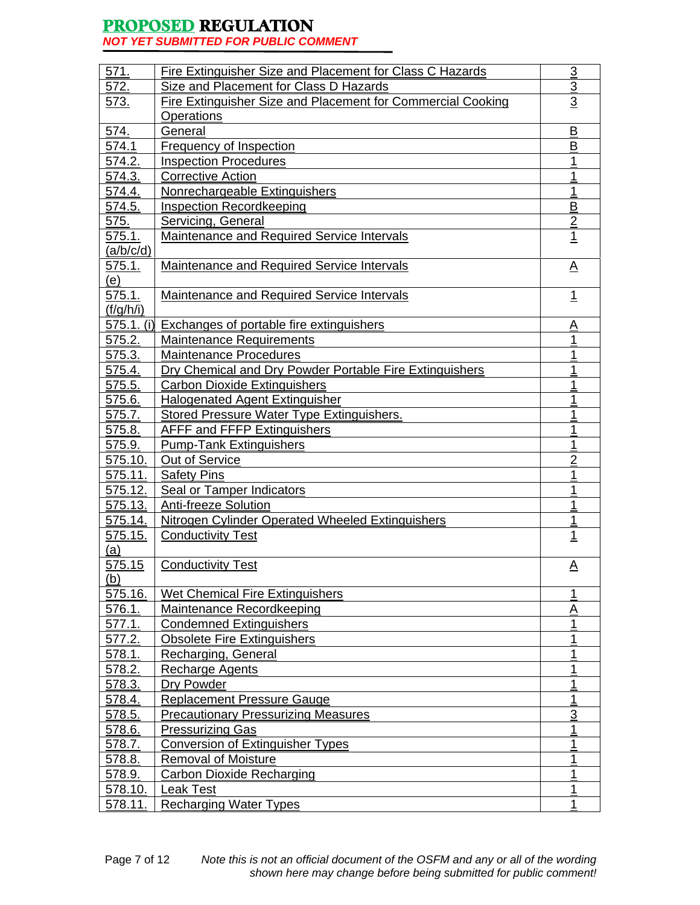**PROPOSED REGULATION**
*NOT YET SUBMITTED FOR PUBLIC COMMENT*

| | | |
|---|---|---|
| 571. | Fire Extinguisher Size and Placement for Class C Hazards | 3 |
| 572. | Size and Placement for Class D Hazards | 3 |
| 573. | Fire Extinguisher Size and Placement for Commercial Cooking Operations | 3 |
| 574. | General | B |
| 574.1 | Frequency of Inspection | B |
| 574.2. | Inspection Procedures | 1 |
| 574.3. | Corrective Action | 1 |
| 574.4. | Nonrechargeable Extinguishers | 1 |
| 574.5. | Inspection Recordkeeping | B |
| 575. | Servicing, General | 2 |
| 575.1. (a/b/c/d) | Maintenance and Required Service Intervals | 1 |
| 575.1. (e) | Maintenance and Required Service Intervals | A |
| 575.1. (f/g/h/i) | Maintenance and Required Service Intervals | 1 |
| 575.1. (i) | Exchanges of portable fire extinguishers | A |
| 575.2. | Maintenance Requirements | 1 |
| 575.3. | Maintenance Procedures | 1 |
| 575.4. | Dry Chemical and Dry Powder Portable Fire Extinguishers | 1 |
| 575.5. | Carbon Dioxide Extinguishers | 1 |
| 575.6. | Halogenated Agent Extinguisher | 1 |
| 575.7. | Stored Pressure Water Type Extinguishers. | 1 |
| 575.8. | AFFF and FFFP Extinguishers | 1 |
| 575.9. | Pump-Tank Extinguishers | 1 |
| 575.10. | Out of Service | 2 |
| 575.11. | Safety Pins | 1 |
| 575.12. | Seal or Tamper Indicators | 1 |
| 575.13. | Anti-freeze Solution | 1 |
| 575.14. | Nitrogen Cylinder Operated Wheeled Extinguishers | 1 |
| 575.15. (a) | Conductivity Test | 1 |
| 575.15 (b) | Conductivity Test | A |
| 575.16. | Wet Chemical Fire Extinguishers | 1 |
| 576.1. | Maintenance Recordkeeping | A |
| 577.1. | Condemned Extinguishers | 1 |
| 577.2. | Obsolete Fire Extinguishers | 1 |
| 578.1. | Recharging, General | 1 |
| 578.2. | Recharge Agents | 1 |
| 578.3. | Dry Powder | 1 |
| 578.4. | Replacement Pressure Gauge | 1 |
| 578.5. | Precautionary Pressurizing Measures | 3 |
| 578.6. | Pressurizing Gas | 1 |
| 578.7. | Conversion of Extinguisher Types | 1 |
| 578.8. | Removal of Moisture | 1 |
| 578.9. | Carbon Dioxide Recharging | 1 |
| 578.10. | Leak Test | 1 |
| 578.11. | Recharging Water Types | 1 |

*Note this is not an official document of the OSFM and any or all of the wording shown here may change before being submitted for public comment!*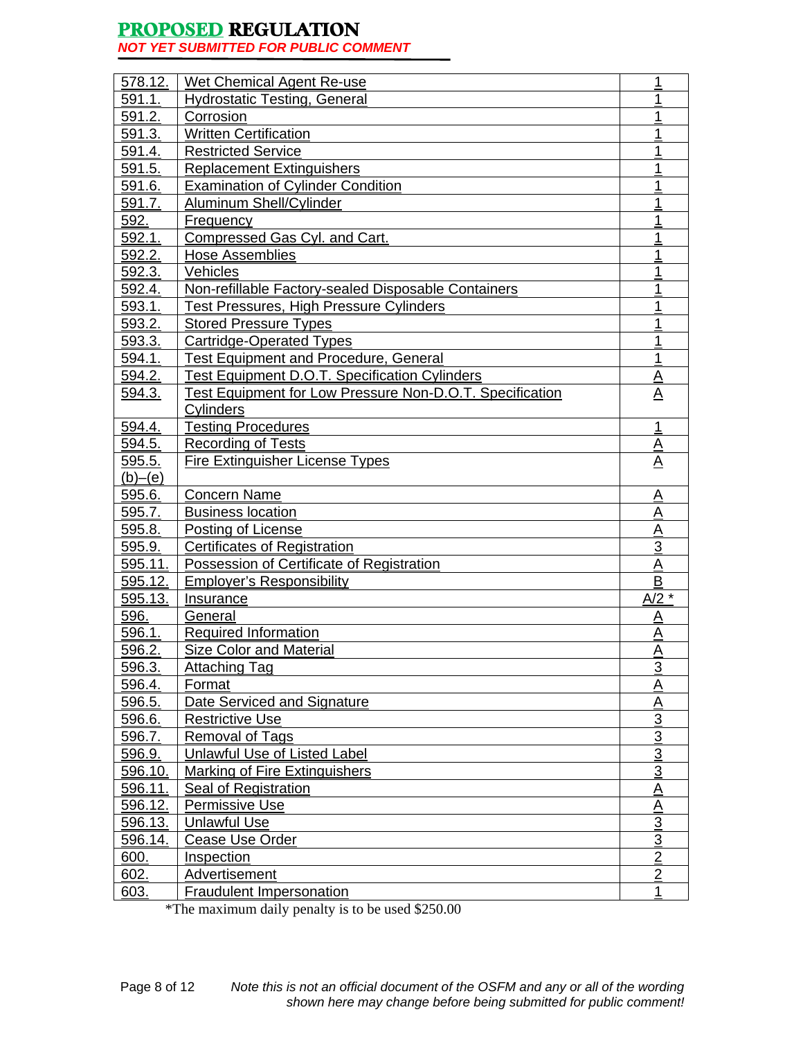**PROPOSED REGULATION**

*NOT YET SUBMITTED FOR PUBLIC COMMENT*

| | | |
|---|---|---|
| 578.12. | Wet Chemical Agent Re-use | 1 |
| 591.1. | Hydrostatic Testing, General | 1 |
| 591.2. | Corrosion | 1 |
| 591.3. | Written Certification | 1 |
| 591.4. | Restricted Service | 1 |
| 591.5. | Replacement Extinguishers | 1 |
| 591.6. | Examination of Cylinder Condition | 1 |
| 591.7. | Aluminum Shell/Cylinder | 1 |
| 592. | Frequency | 1 |
| 592.1. | Compressed Gas Cyl. and Cart. | 1 |
| 592.2. | Hose Assemblies | 1 |
| 592.3. | Vehicles | 1 |
| 592.4. | Non-refillable Factory-sealed Disposable Containers | 1 |
| 593.1. | Test Pressures, High Pressure Cylinders | 1 |
| 593.2. | Stored Pressure Types | 1 |
| 593.3. | Cartridge-Operated Types | 1 |
| 594.1. | Test Equipment and Procedure, General | 1 |
| 594.2. | Test Equipment D.O.T. Specification Cylinders | A |
| 594.3. | Test Equipment for Low Pressure Non-D.O.T. Specification Cylinders | A |
| 594.4. | Testing Procedures | 1 |
| 594.5. | Recording of Tests | A |
| 595.5. (b)–(e) | Fire Extinguisher License Types | A |
| 595.6. | Concern Name | A |
| 595.7. | Business location | A |
| 595.8. | Posting of License | A |
| 595.9. | Certificates of Registration | 3 |
| 595.11. | Possession of Certificate of Registration | A |
| 595.12. | Employer's Responsibility | B |
| 595.13. | Insurance | A/2 * |
| 596. | General | A |
| 596.1. | Required Information | A |
| 596.2. | Size Color and Material | A |
| 596.3. | Attaching Tag | 3 |
| 596.4. | Format | A |
| 596.5. | Date Serviced and Signature | A |
| 596.6. | Restrictive Use | 3 |
| 596.7. | Removal of Tags | 3 |
| 596.9. | Unlawful Use of Listed Label | 3 |
| 596.10. | Marking of Fire Extinguishers | 3 |
| 596.11. | Seal of Registration | A |
| 596.12. | Permissive Use | A |
| 596.13. | Unlawful Use | 3 |
| 596.14. | Cease Use Order | 3 |
| 600. | Inspection | 2 |
| 602. | Advertisement | 2 |
| 603. | Fraudulent Impersonation | 1 |

*The maximum daily penalty is to be used $250.00

*Note this is not an official document of the OSFM and any or all of the wording shown here may change before being submitted for public comment!*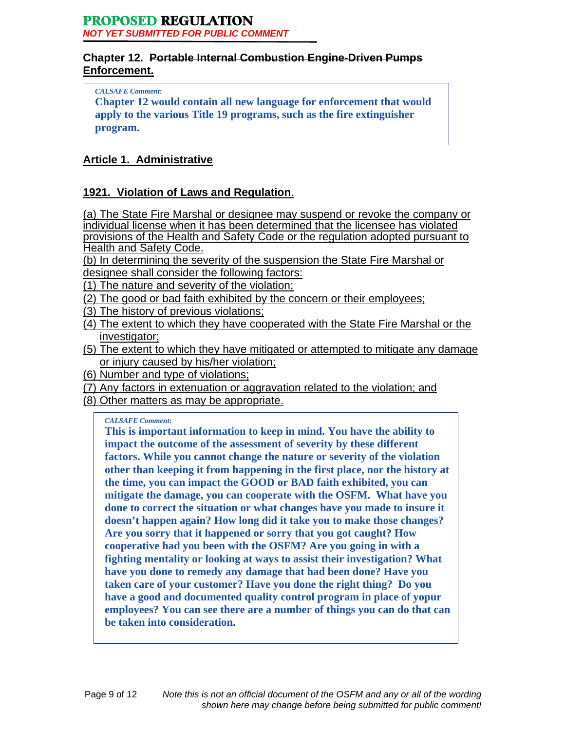**PROPOSED REGULATION**

*NOT YET SUBMITTED FOR PUBLIC COMMENT*

## Chapter 12. ~~Portable Internal Combustion Engine-Driven Pumps~~ Enforcement.

> *CALSAFE Comment:*
>
> **Chapter 12 would contain all new language for enforcement that would apply to the various Title 19 programs, such as the fire extinguisher program.**

### Article 1. Administrative

### 1921. Violation of Laws and Regulation.

(a) The State Fire Marshal or designee may suspend or revoke the company or individual license when it has been determined that the licensee has violated provisions of the Health and Safety Code or the regulation adopted pursuant to Health and Safety Code.

(b) In determining the severity of the suspension the State Fire Marshal or designee shall consider the following factors:

(1) The nature and severity of the violation;

(2) The good or bad faith exhibited by the concern or their employees;

(3) The history of previous violations;

(4) The extent to which they have cooperated with the State Fire Marshal or the investigator;

(5) The extent to which they have mitigated or attempted to mitigate any damage or injury caused by his/her violation;

(6) Number and type of violations;

(7) Any factors in extenuation or aggravation related to the violation; and

(8) Other matters as may be appropriate.

> *CALSAFE Comment:*
>
> **This is important information to keep in mind. You have the ability to impact the outcome of the assessment of severity by these different factors. While you cannot change the nature or severity of the violation other than keeping it from happening in the first place, nor the history at the time, you can impact the GOOD or BAD faith exhibited, you can mitigate the damage, you can cooperate with the OSFM. What have you done to correct the situation or what changes have you made to insure it doesn't happen again? How long did it take you to make those changes? Are you sorry that it happened or sorry that you got caught? How cooperative had you been with the OSFM? Are you going in with a fighting mentality or looking at ways to assist their investigation? What have you done to remedy any damage that had been done? Have you taken care of your customer? Have you done the right thing? Do you have a good and documented quality control program in place of yopur employees? You can see there are a number of things you can do that can be taken into consideration.**

*Note this is not an official document of the OSFM and any or all of the wording shown here may change before being submitted for public comment!*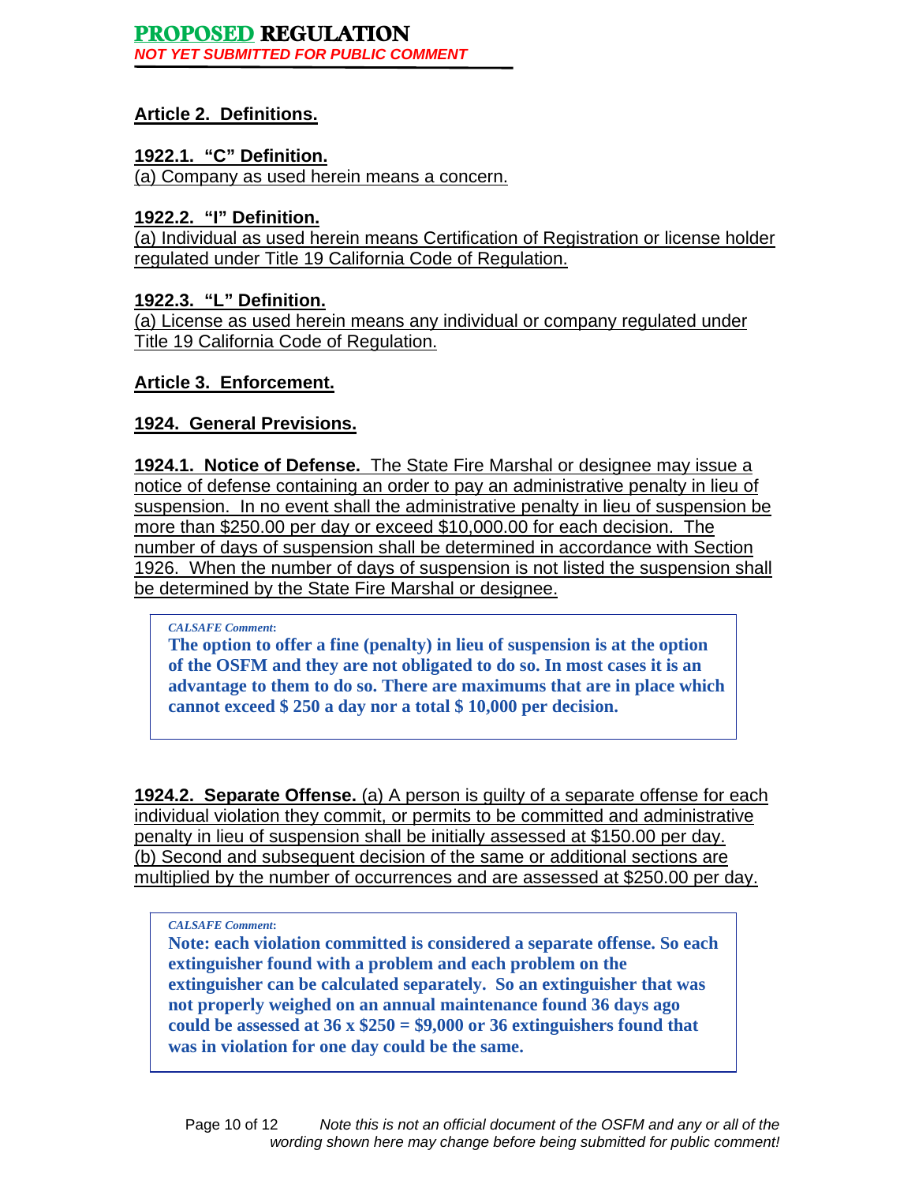**PROPOSED REGULATION**
*NOT YET SUBMITTED FOR PUBLIC COMMENT*

## Article 2. Definitions.

### 1922.1. "C" Definition.

(a) Company as used herein means a concern.

### 1922.2. "I" Definition.

(a) Individual as used herein means Certification of Registration or license holder regulated under Title 19 California Code of Regulation.

### 1922.3. "L" Definition.

(a) License as used herein means any individual or company regulated under Title 19 California Code of Regulation.

## Article 3. Enforcement.

### 1924. General Previsions.

**1924.1. Notice of Defense.** The State Fire Marshal or designee may issue a notice of defense containing an order to pay an administrative penalty in lieu of suspension. In no event shall the administrative penalty in lieu of suspension be more than $250.00 per day or exceed $10,000.00 for each decision. The number of days of suspension shall be determined in accordance with Section 1926. When the number of days of suspension is not listed the suspension shall be determined by the State Fire Marshal or designee.

> *CALSAFE Comment:*
> **The option to offer a fine (penalty) in lieu of suspension is at the option of the OSFM and they are not obligated to do so. In most cases it is an advantage to them to do so. There are maximums that are in place which cannot exceed $ 250 a day nor a total $ 10,000 per decision.**

**1924.2. Separate Offense.** (a) A person is guilty of a separate offense for each individual violation they commit, or permits to be committed and administrative penalty in lieu of suspension shall be initially assessed at $150.00 per day.
(b) Second and subsequent decision of the same or additional sections are multiplied by the number of occurrences and are assessed at $250.00 per day.

> *CALSAFE Comment:*
> **Note: each violation committed is considered a separate offense. So each extinguisher found with a problem and each problem on the extinguisher can be calculated separately. So an extinguisher that was not properly weighed on an annual maintenance found 36 days ago could be assessed at 36 x $250 = $9,000 or 36 extinguishers found that was in violation for one day could be the same.**

*Note this is not an official document of the OSFM and any or all of the wording shown here may change before being submitted for public comment!*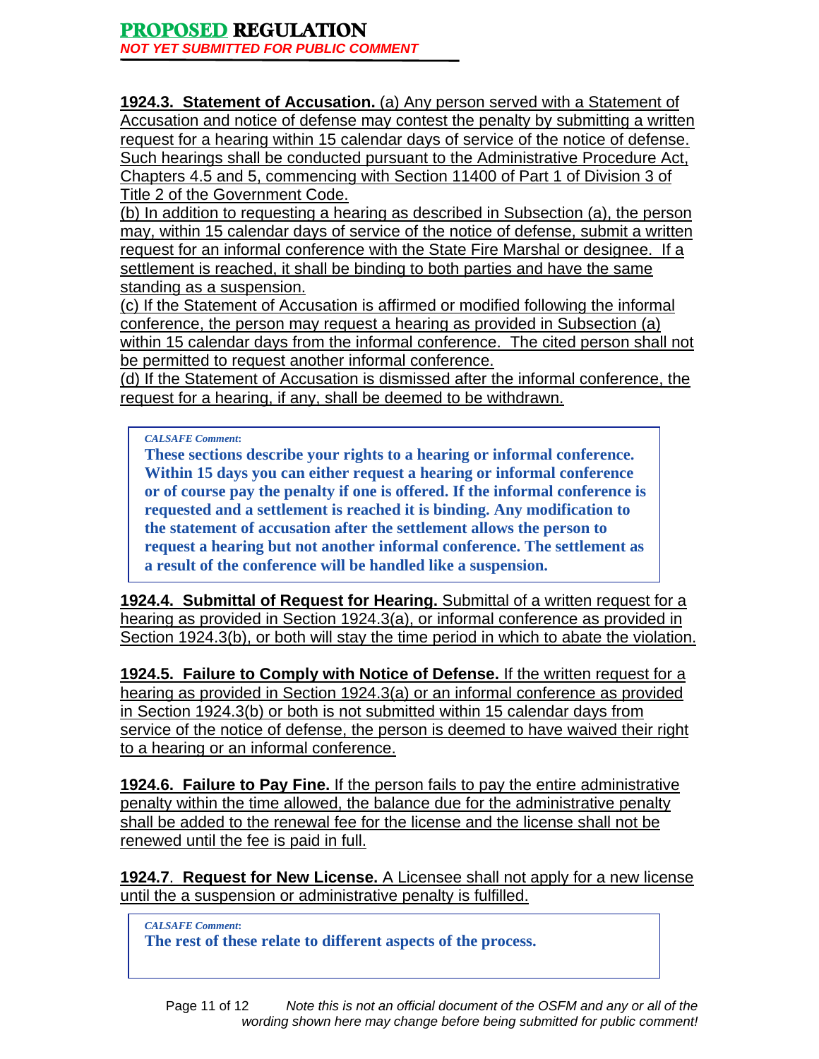**PROPOSED REGULATION**

*NOT YET SUBMITTED FOR PUBLIC COMMENT*

**1924.3. Statement of Accusation.** (a) Any person served with a Statement of Accusation and notice of defense may contest the penalty by submitting a written request for a hearing within 15 calendar days of service of the notice of defense. Such hearings shall be conducted pursuant to the Administrative Procedure Act, Chapters 4.5 and 5, commencing with Section 11400 of Part 1 of Division 3 of Title 2 of the Government Code.

(b) In addition to requesting a hearing as described in Subsection (a), the person may, within 15 calendar days of service of the notice of defense, submit a written request for an informal conference with the State Fire Marshal or designee. If a settlement is reached, it shall be binding to both parties and have the same standing as a suspension.

(c) If the Statement of Accusation is affirmed or modified following the informal conference, the person may request a hearing as provided in Subsection (a) within 15 calendar days from the informal conference. The cited person shall not be permitted to request another informal conference.

(d) If the Statement of Accusation is dismissed after the informal conference, the request for a hearing, if any, shall be deemed to be withdrawn.

> *CALSAFE Comment:*
>
> **These sections describe your rights to a hearing or informal conference. Within 15 days you can either request a hearing or informal conference or of course pay the penalty if one is offered. If the informal conference is requested and a settlement is reached it is binding. Any modification to the statement of accusation after the settlement allows the person to request a hearing but not another informal conference. The settlement as a result of the conference will be handled like a suspension.**

**1924.4. Submittal of Request for Hearing.** Submittal of a written request for a hearing as provided in Section 1924.3(a), or informal conference as provided in Section 1924.3(b), or both will stay the time period in which to abate the violation.

**1924.5. Failure to Comply with Notice of Defense.** If the written request for a hearing as provided in Section 1924.3(a) or an informal conference as provided in Section 1924.3(b) or both is not submitted within 15 calendar days from service of the notice of defense, the person is deemed to have waived their right to a hearing or an informal conference.

**1924.6. Failure to Pay Fine.** If the person fails to pay the entire administrative penalty within the time allowed, the balance due for the administrative penalty shall be added to the renewal fee for the license and the license shall not be renewed until the fee is paid in full.

**1924.7**. **Request for New License.** A Licensee shall not apply for a new license until the a suspension or administrative penalty is fulfilled.

> *CALSAFE Comment:*
>
> **The rest of these relate to different aspects of the process.**

*Note this is not an official document of the OSFM and any or all of the wording shown here may change before being submitted for public comment!*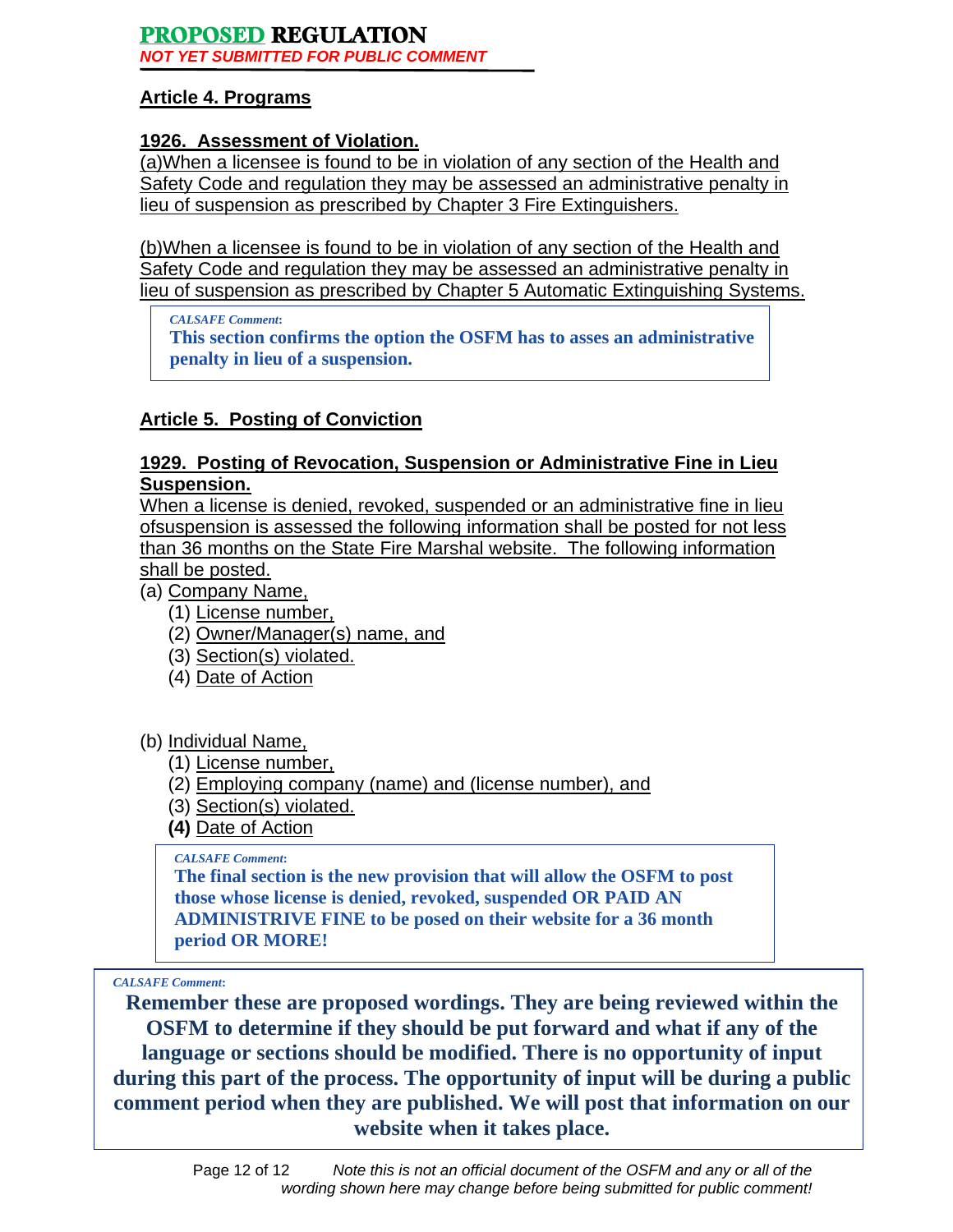**PROPOSED REGULATION**

*NOT YET SUBMITTED FOR PUBLIC COMMENT*

## Article 4. Programs

### 1926. Assessment of Violation.

(a)When a licensee is found to be in violation of any section of the Health and Safety Code and regulation they may be assessed an administrative penalty in lieu of suspension as prescribed by Chapter 3 Fire Extinguishers.

(b)When a licensee is found to be in violation of any section of the Health and Safety Code and regulation they may be assessed an administrative penalty in lieu of suspension as prescribed by Chapter 5 Automatic Extinguishing Systems.

> *CALSAFE Comment:*
> **This section confirms the option the OSFM has to asses an administrative penalty in lieu of a suspension.**

## Article 5. Posting of Conviction

### 1929. Posting of Revocation, Suspension or Administrative Fine in Lieu Suspension.

When a license is denied, revoked, suspended or an administrative fine in lieu ofsuspension is assessed the following information shall be posted for not less than 36 months on the State Fire Marshal website. The following information shall be posted.

(a) Company Name,
- (1) License number,
- (2) Owner/Manager(s) name, and
- (3) Section(s) violated.
- (4) Date of Action

(b) Individual Name,
- (1) License number,
- (2) Employing company (name) and (license number), and
- (3) Section(s) violated.
- **(4)** Date of Action

> *CALSAFE Comment:*
> **The final section is the new provision that will allow the OSFM to post those whose license is denied, revoked, suspended OR PAID AN ADMINISTRIVE FINE to be posed on their website for a 36 month period OR MORE!**

> *CALSAFE Comment:*
> **Remember these are proposed wordings. They are being reviewed within the OSFM to determine if they should be put forward and what if any of the language or sections should be modified. There is no opportunity of input during this part of the process. The opportunity of input will be during a public comment period when they are published. We will post that information on our website when it takes place.**

*Note this is not an official document of the OSFM and any or all of the wording shown here may change before being submitted for public comment!*